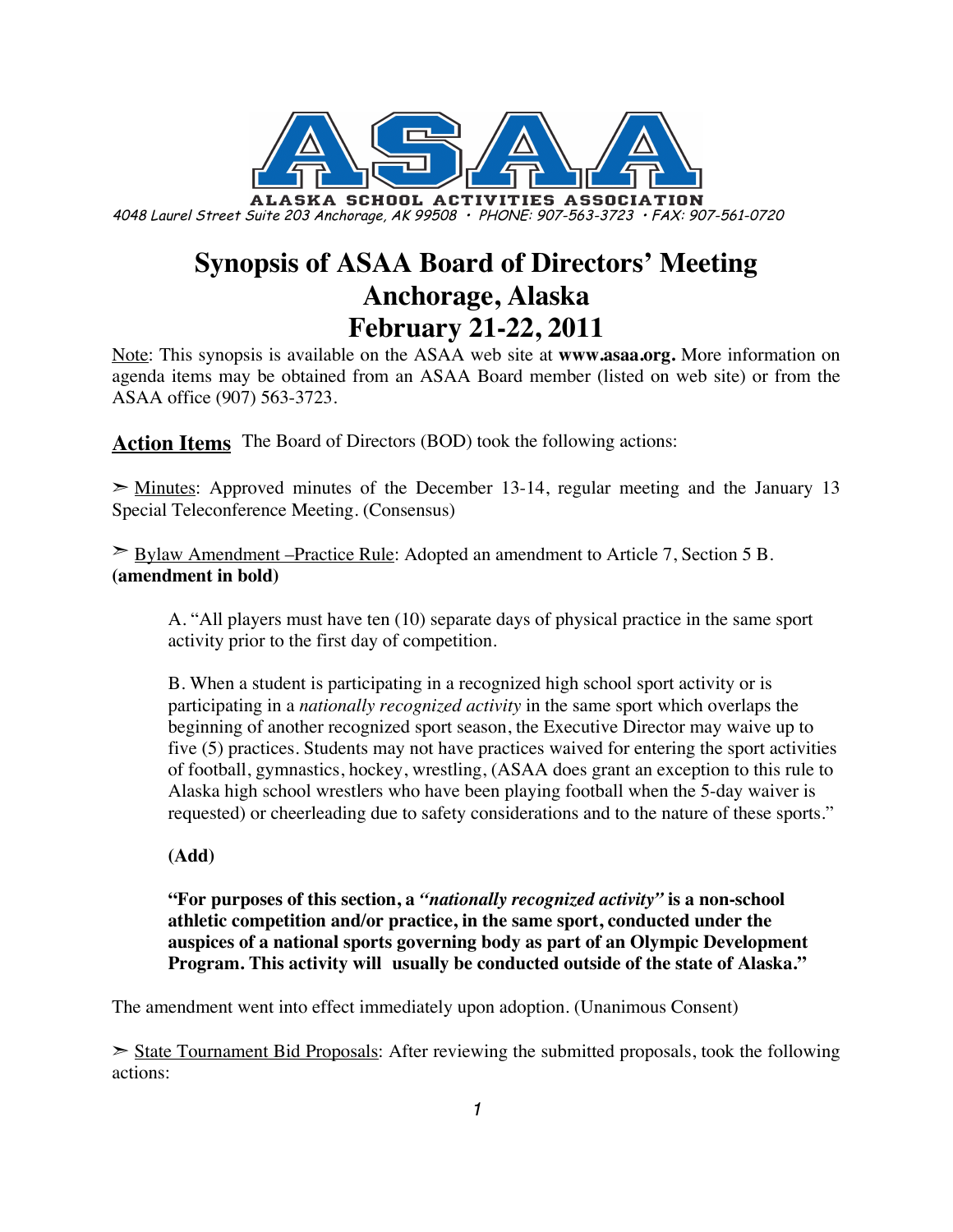ALASKA SCHOOL ACTIVITIES ASSOCIATION

*4048 Laurel Street Suite 203 Anchorage, AK 99508 • PHONE: 907-563-3723 • FAX: 907-561-0720*

# Synopsis of ASAA Board of Directors' Meeting
# Anchorage, Alaska
# February 21-22, 2011

Note: This synopsis is available on the ASAA web site at **www.asaa.org.** More information on agenda items may be obtained from an ASAA Board member (listed on web site) or from the ASAA office (907) 563-3723.

**Action Items** The Board of Directors (BOD) took the following actions:

➢ Minutes: Approved minutes of the December 13-14, regular meeting and the January 13 Special Teleconference Meeting. (Consensus)

➢ Bylaw Amendment –Practice Rule: Adopted an amendment to Article 7, Section 5 B. **(amendment in bold)**

> A. "All players must have ten (10) separate days of physical practice in the same sport activity prior to the first day of competition.
>
> B. When a student is participating in a recognized high school sport activity or is participating in a *nationally recognized activity* in the same sport which overlaps the beginning of another recognized sport season, the Executive Director may waive up to five (5) practices. Students may not have practices waived for entering the sport activities of football, gymnastics, hockey, wrestling, (ASAA does grant an exception to this rule to Alaska high school wrestlers who have been playing football when the 5-day waiver is requested) or cheerleading due to safety considerations and to the nature of these sports."
>
> **(Add)**
>
> **"For purposes of this section, a *"nationally recognized activity"* is a non-school athletic competition and/or practice, in the same sport, conducted under the auspices of a national sports governing body as part of an Olympic Development Program. This activity will usually be conducted outside of the state of Alaska."**

The amendment went into effect immediately upon adoption. (Unanimous Consent)

➢ State Tournament Bid Proposals: After reviewing the submitted proposals, took the following actions: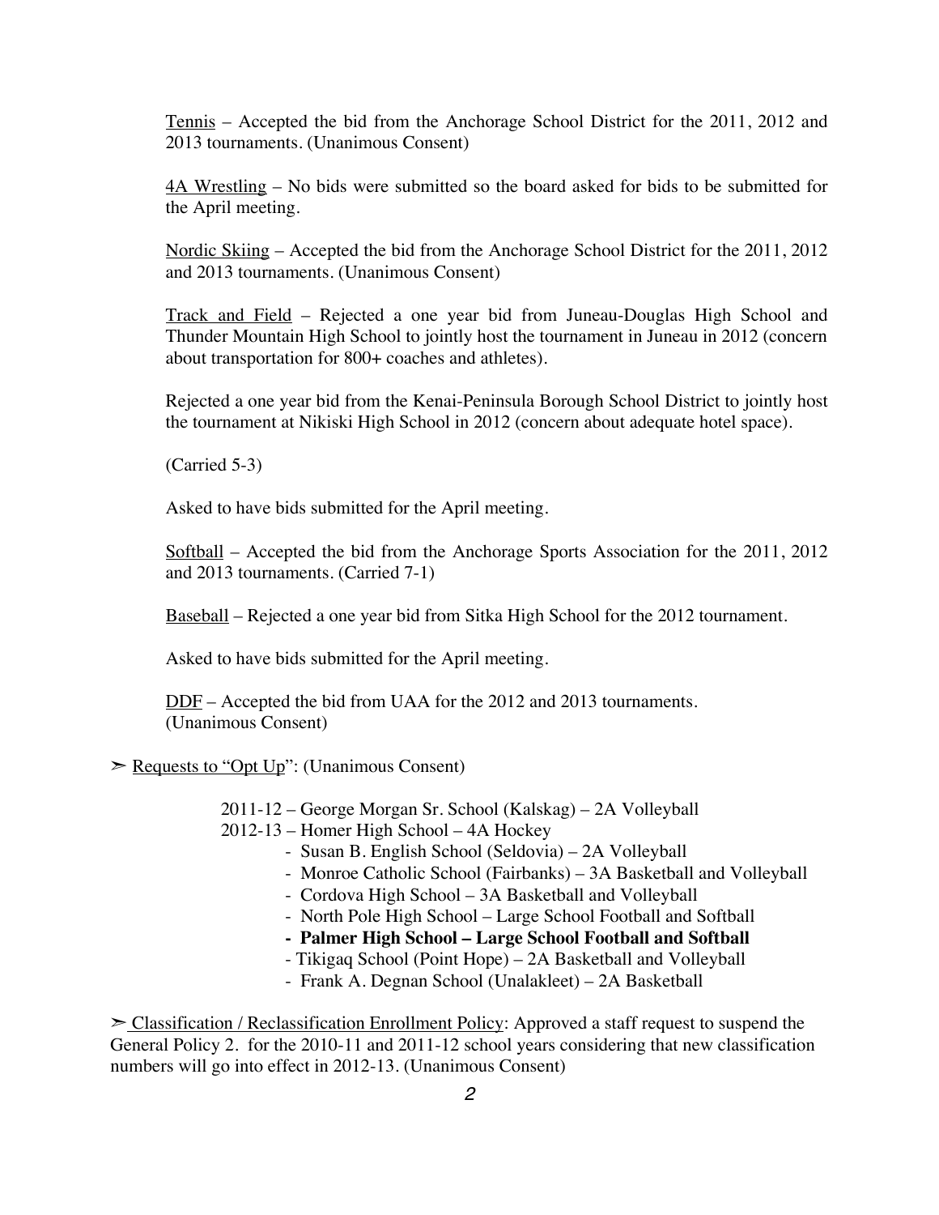Tennis – Accepted the bid from the Anchorage School District for the 2011, 2012 and 2013 tournaments. (Unanimous Consent)

4A Wrestling – No bids were submitted so the board asked for bids to be submitted for the April meeting.

Nordic Skiing – Accepted the bid from the Anchorage School District for the 2011, 2012 and 2013 tournaments. (Unanimous Consent)

Track and Field – Rejected a one year bid from Juneau-Douglas High School and Thunder Mountain High School to jointly host the tournament in Juneau in 2012 (concern about transportation for 800+ coaches and athletes).

Rejected a one year bid from the Kenai-Peninsula Borough School District to jointly host the tournament at Nikiski High School in 2012 (concern about adequate hotel space).

(Carried 5-3)

Asked to have bids submitted for the April meeting.

Softball – Accepted the bid from the Anchorage Sports Association for the 2011, 2012 and 2013 tournaments. (Carried 7-1)

Baseball – Rejected a one year bid from Sitka High School for the 2012 tournament.

Asked to have bids submitted for the April meeting.

DDF – Accepted the bid from UAA for the 2012 and 2013 tournaments. (Unanimous Consent)

➢ Requests to "Opt Up": (Unanimous Consent)

2011-12 – George Morgan Sr. School (Kalskag) – 2A Volleyball
2012-13 – Homer High School – 4A Hockey

- Susan B. English School (Seldovia) – 2A Volleyball
- Monroe Catholic School (Fairbanks) – 3A Basketball and Volleyball
- Cordova High School – 3A Basketball and Volleyball
- North Pole High School – Large School Football and Softball
- **Palmer High School – Large School Football and Softball**
- Tikigaq School (Point Hope) – 2A Basketball and Volleyball
- Frank A. Degnan School (Unalakleet) – 2A Basketball

➢ Classification / Reclassification Enrollment Policy: Approved a staff request to suspend the General Policy 2. for the 2010-11 and 2011-12 school years considering that new classification numbers will go into effect in 2012-13. (Unanimous Consent)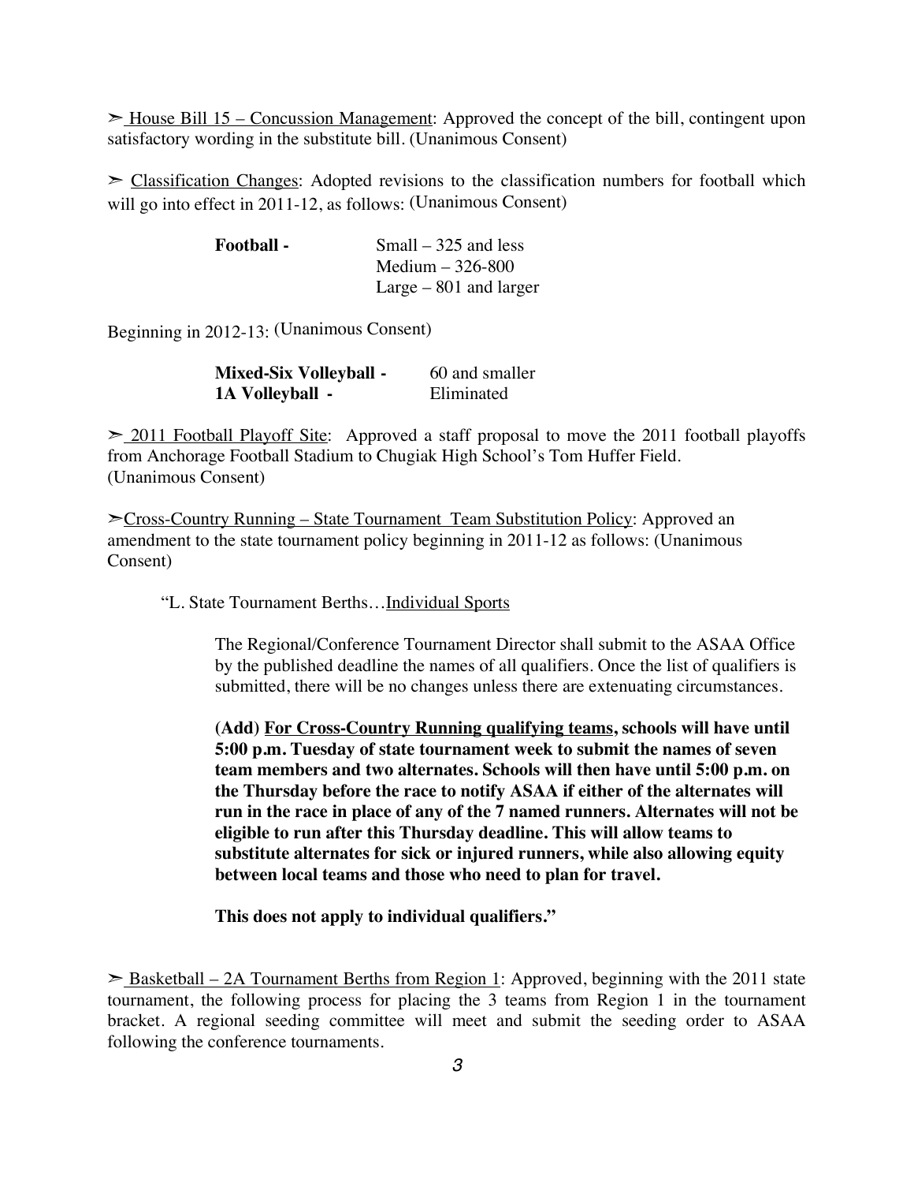➢ <u>House Bill 15 – Concussion Management</u>: Approved the concept of the bill, contingent upon satisfactory wording in the substitute bill. (Unanimous Consent)

➢ <u>Classification Changes</u>: Adopted revisions to the classification numbers for football which will go into effect in 2011-12, as follows: (Unanimous Consent)

| | |
|---|---|
| **Football -** | Small – 325 and less |
| | Medium – 326-800 |
| | Large – 801 and larger |

Beginning in 2012-13: (Unanimous Consent)

| | |
|---|---|
| **Mixed-Six Volleyball -** | 60 and smaller |
| **1A Volleyball -** | Eliminated |

➢ <u>2011 Football Playoff Site</u>: Approved a staff proposal to move the 2011 football playoffs from Anchorage Football Stadium to Chugiak High School's Tom Huffer Field. (Unanimous Consent)

➢ <u>Cross-Country Running – State Tournament Team Substitution Policy</u>: Approved an amendment to the state tournament policy beginning in 2011-12 as follows: (Unanimous Consent)

"L. State Tournament Berths…<u>Individual Sports</u>

> The Regional/Conference Tournament Director shall submit to the ASAA Office by the published deadline the names of all qualifiers. Once the list of qualifiers is submitted, there will be no changes unless there are extenuating circumstances.
>
> **(Add) <u>For Cross-Country Running qualifying teams</u>, schools will have until 5:00 p.m. Tuesday of state tournament week to submit the names of seven team members and two alternates. Schools will then have until 5:00 p.m. on the Thursday before the race to notify ASAA if either of the alternates will run in the race in place of any of the 7 named runners. Alternates will not be eligible to run after this Thursday deadline. This will allow teams to substitute alternates for sick or injured runners, while also allowing equity between local teams and those who need to plan for travel.**
>
> **This does not apply to individual qualifiers."**

➢ <u>Basketball – 2A Tournament Berths from Region 1</u>: Approved, beginning with the 2011 state tournament, the following process for placing the 3 teams from Region 1 in the tournament bracket. A regional seeding committee will meet and submit the seeding order to ASAA following the conference tournaments.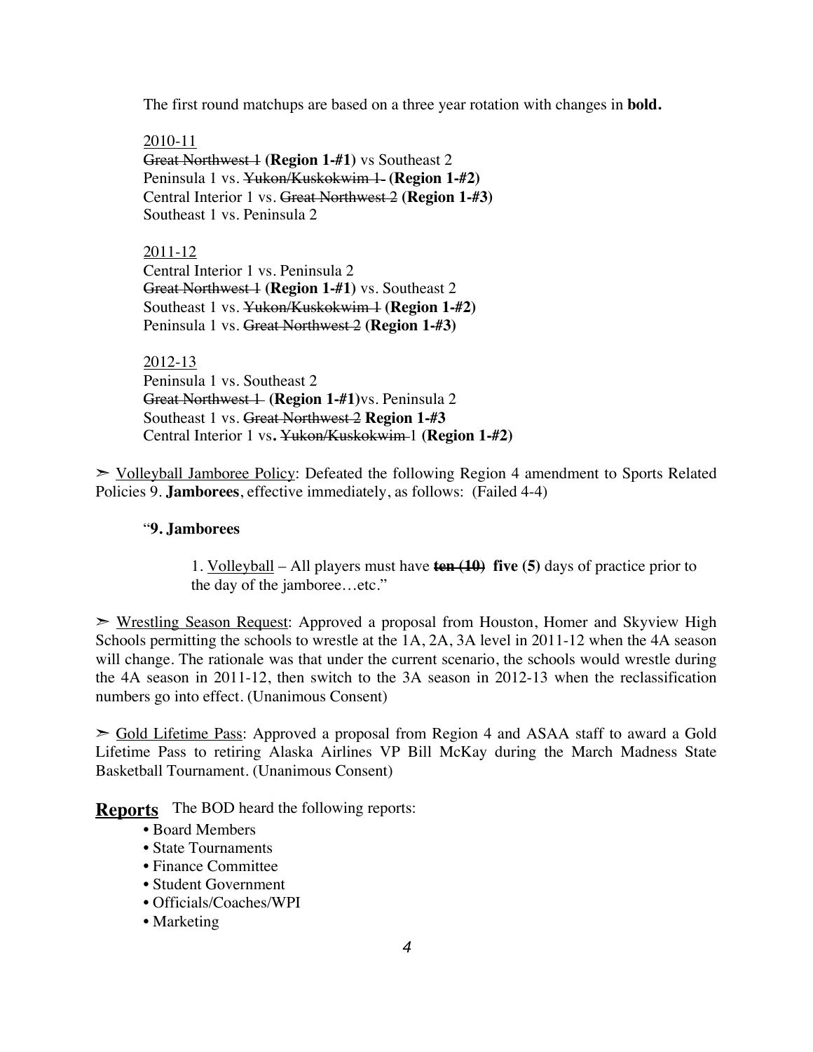The first round matchups are based on a three year rotation with changes in **bold.**

2010-11
~~Great Northwest 1~~ **(Region 1-#1)** vs Southeast 2
Peninsula 1 vs. ~~Yukon/Kuskokwim 1~~ **(Region 1-#2)**
Central Interior 1 vs. ~~Great Northwest 2~~ **(Region 1-#3)**
Southeast 1 vs. Peninsula 2

2011-12
Central Interior 1 vs. Peninsula 2
~~Great Northwest 1~~ **(Region 1-#1)** vs. Southeast 2
Southeast 1 vs. ~~Yukon/Kuskokwim 1~~ **(Region 1-#2)**
Peninsula 1 vs. ~~Great Northwest 2~~ **(Region 1-#3)**

2012-13
Peninsula 1 vs. Southeast 2
~~Great Northwest 1~~ **(Region 1-#1)**vs. Peninsula 2
Southeast 1 vs. ~~Great Northwest 2~~ **Region 1-#3**
Central Interior 1 vs**.** ~~Yukon/Kuskokwim~~ 1 **(Region 1-#2)**

➢ Volleyball Jamboree Policy: Defeated the following Region 4 amendment to Sports Related Policies 9. **Jamborees**, effective immediately, as follows: (Failed 4-4)

"**9. Jamborees**

1. Volleyball – All players must have ~~**ten (10)**~~ **five (5)** days of practice prior to the day of the jamboree…etc."

➢ Wrestling Season Request: Approved a proposal from Houston, Homer and Skyview High Schools permitting the schools to wrestle at the 1A, 2A, 3A level in 2011-12 when the 4A season will change. The rationale was that under the current scenario, the schools would wrestle during the 4A season in 2011-12, then switch to the 3A season in 2012-13 when the reclassification numbers go into effect. (Unanimous Consent)

➢ Gold Lifetime Pass: Approved a proposal from Region 4 and ASAA staff to award a Gold Lifetime Pass to retiring Alaska Airlines VP Bill McKay during the March Madness State Basketball Tournament. (Unanimous Consent)

**Reports** The BOD heard the following reports:

- Board Members
- State Tournaments
- Finance Committee
- Student Government
- Officials/Coaches/WPI
- Marketing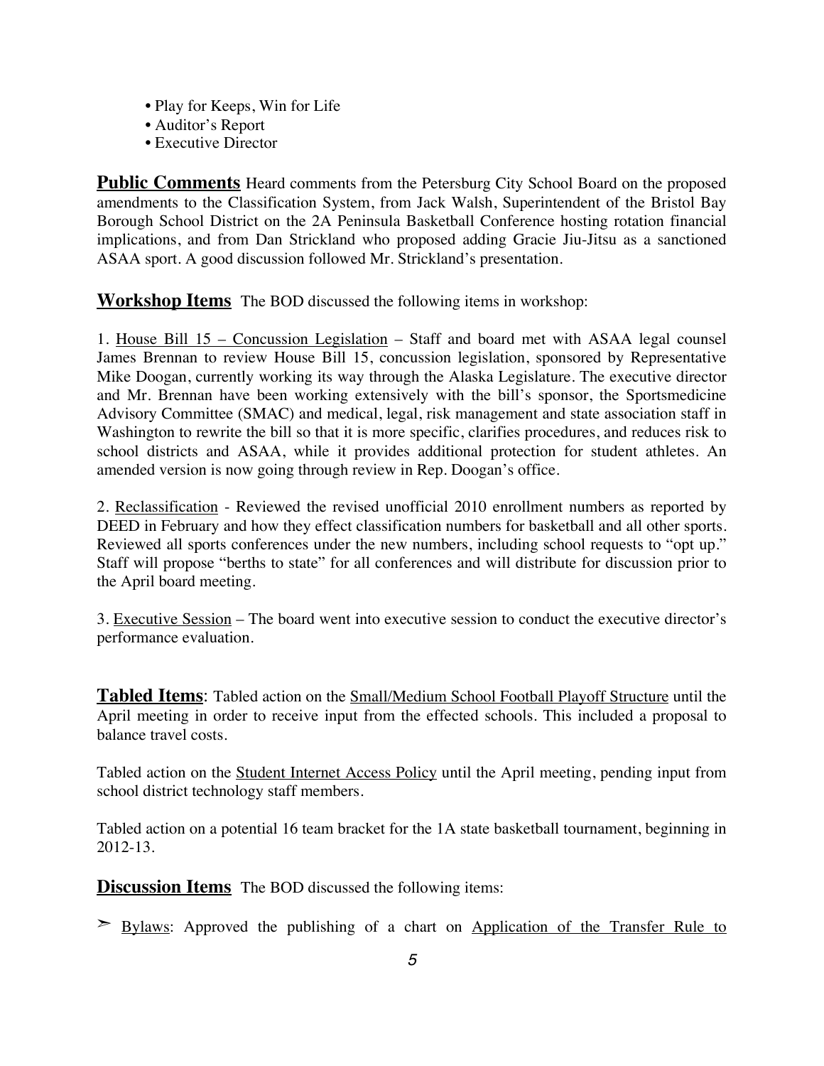- Play for Keeps, Win for Life
- Auditor's Report
- Executive Director

**Public Comments** Heard comments from the Petersburg City School Board on the proposed amendments to the Classification System, from Jack Walsh, Superintendent of the Bristol Bay Borough School District on the 2A Peninsula Basketball Conference hosting rotation financial implications, and from Dan Strickland who proposed adding Gracie Jiu-Jitsu as a sanctioned ASAA sport. A good discussion followed Mr. Strickland's presentation.

**Workshop Items** The BOD discussed the following items in workshop:

1. House Bill 15 – Concussion Legislation – Staff and board met with ASAA legal counsel James Brennan to review House Bill 15, concussion legislation, sponsored by Representative Mike Doogan, currently working its way through the Alaska Legislature. The executive director and Mr. Brennan have been working extensively with the bill's sponsor, the Sportsmedicine Advisory Committee (SMAC) and medical, legal, risk management and state association staff in Washington to rewrite the bill so that it is more specific, clarifies procedures, and reduces risk to school districts and ASAA, while it provides additional protection for student athletes. An amended version is now going through review in Rep. Doogan's office.

2. Reclassification - Reviewed the revised unofficial 2010 enrollment numbers as reported by DEED in February and how they effect classification numbers for basketball and all other sports. Reviewed all sports conferences under the new numbers, including school requests to "opt up." Staff will propose "berths to state" for all conferences and will distribute for discussion prior to the April board meeting.

3. Executive Session – The board went into executive session to conduct the executive director's performance evaluation.

**Tabled Items**: Tabled action on the Small/Medium School Football Playoff Structure until the April meeting in order to receive input from the effected schools. This included a proposal to balance travel costs.

Tabled action on the Student Internet Access Policy until the April meeting, pending input from school district technology staff members.

Tabled action on a potential 16 team bracket for the 1A state basketball tournament, beginning in 2012-13.

**Discussion Items** The BOD discussed the following items:

➢ Bylaws: Approved the publishing of a chart on Application of the Transfer Rule to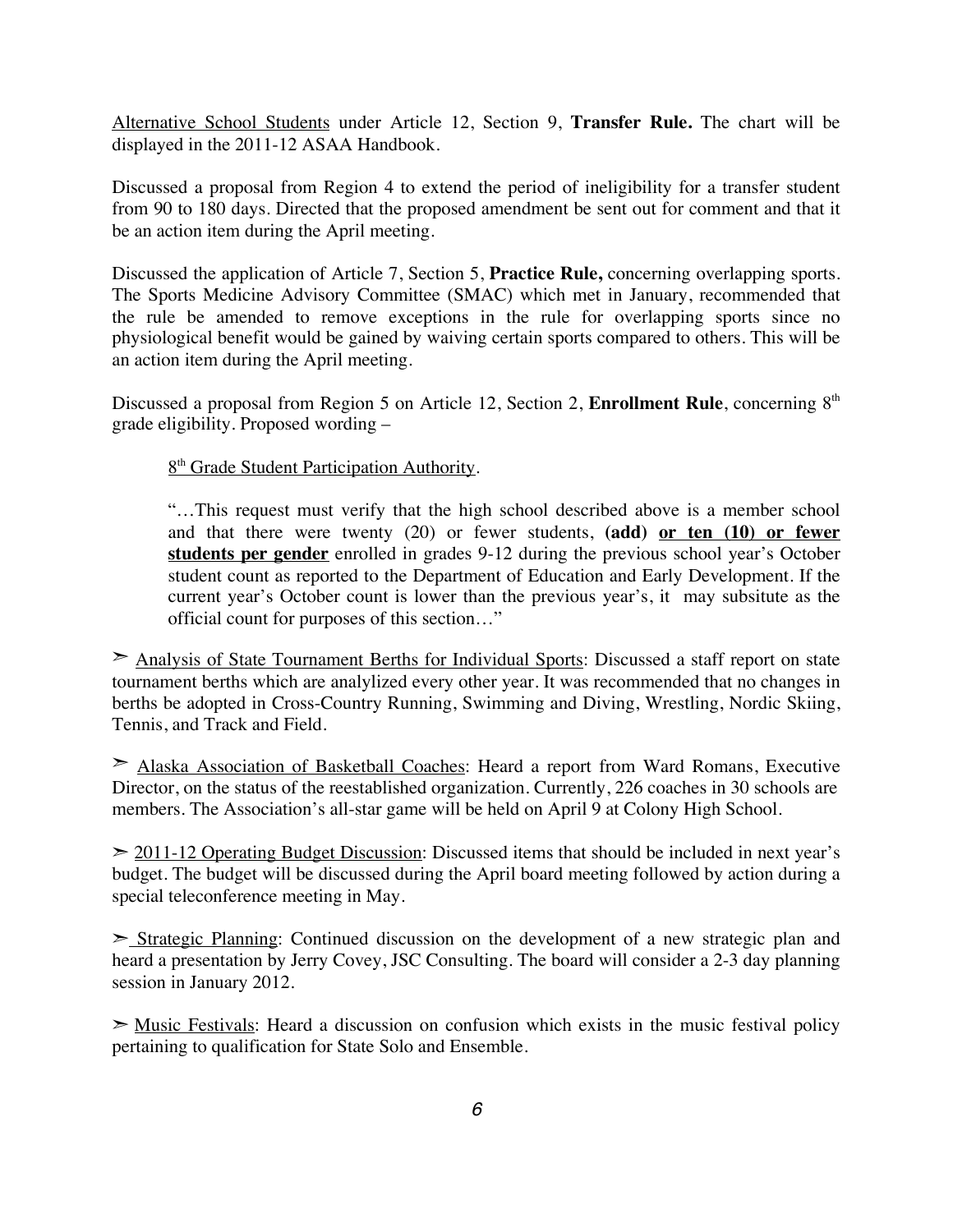Alternative School Students under Article 12, Section 9, **Transfer Rule.** The chart will be displayed in the 2011-12 ASAA Handbook.

Discussed a proposal from Region 4 to extend the period of ineligibility for a transfer student from 90 to 180 days. Directed that the proposed amendment be sent out for comment and that it be an action item during the April meeting.

Discussed the application of Article 7, Section 5, **Practice Rule,** concerning overlapping sports. The Sports Medicine Advisory Committee (SMAC) which met in January, recommended that the rule be amended to remove exceptions in the rule for overlapping sports since no physiological benefit would be gained by waiving certain sports compared to others. This will be an action item during the April meeting.

Discussed a proposal from Region 5 on Article 12, Section 2, **Enrollment Rule**, concerning 8th grade eligibility. Proposed wording –

> 8th Grade Student Participation Authority.
>
> "…This request must verify that the high school described above is a member school and that there were twenty (20) or fewer students, **(add) or ten (10) or fewer students per gender** enrolled in grades 9-12 during the previous school year's October student count as reported to the Department of Education and Early Development. If the current year's October count is lower than the previous year's, it may subsitute as the official count for purposes of this section…"

➣ Analysis of State Tournament Berths for Individual Sports: Discussed a staff report on state tournament berths which are analylized every other year. It was recommended that no changes in berths be adopted in Cross-Country Running, Swimming and Diving, Wrestling, Nordic Skiing, Tennis, and Track and Field.

➣ Alaska Association of Basketball Coaches: Heard a report from Ward Romans, Executive Director, on the status of the reestablished organization. Currently, 226 coaches in 30 schools are members. The Association's all-star game will be held on April 9 at Colony High School.

➣ 2011-12 Operating Budget Discussion: Discussed items that should be included in next year's budget. The budget will be discussed during the April board meeting followed by action during a special teleconference meeting in May.

➣ Strategic Planning: Continued discussion on the development of a new strategic plan and heard a presentation by Jerry Covey, JSC Consulting. The board will consider a 2-3 day planning session in January 2012.

➣ Music Festivals: Heard a discussion on confusion which exists in the music festival policy pertaining to qualification for State Solo and Ensemble.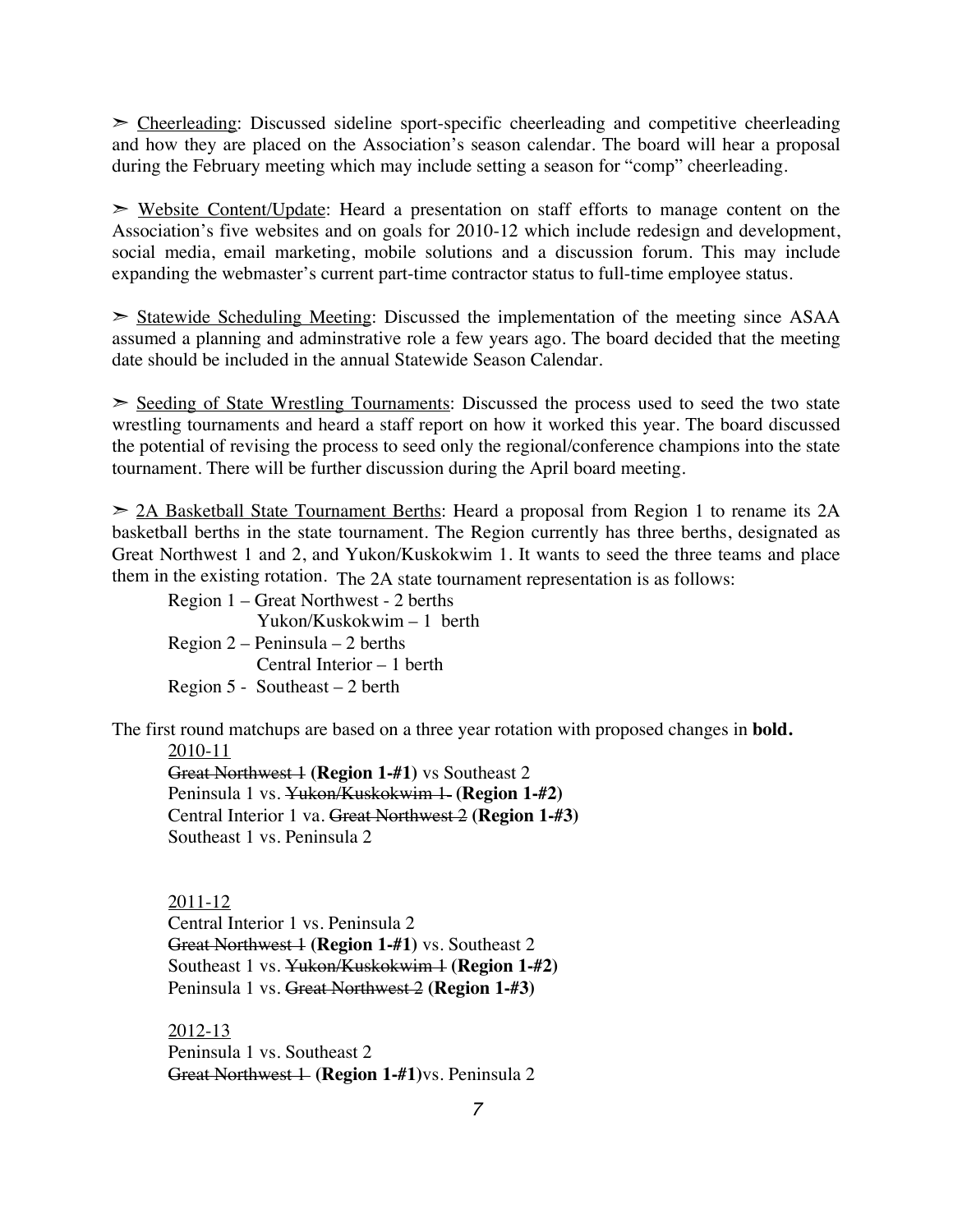➢ <u>Cheerleading</u>: Discussed sideline sport-specific cheerleading and competitive cheerleading and how they are placed on the Association's season calendar. The board will hear a proposal during the February meeting which may include setting a season for "comp" cheerleading.

➢ <u>Website Content/Update</u>: Heard a presentation on staff efforts to manage content on the Association's five websites and on goals for 2010-12 which include redesign and development, social media, email marketing, mobile solutions and a discussion forum. This may include expanding the webmaster's current part-time contractor status to full-time employee status.

➢ <u>Statewide Scheduling Meeting</u>: Discussed the implementation of the meeting since ASAA assumed a planning and adminstrative role a few years ago. The board decided that the meeting date should be included in the annual Statewide Season Calendar.

➢ <u>Seeding of State Wrestling Tournaments</u>: Discussed the process used to seed the two state wrestling tournaments and heard a staff report on how it worked this year. The board discussed the potential of revising the process to seed only the regional/conference champions into the state tournament. There will be further discussion during the April board meeting.

➢ <u>2A Basketball State Tournament Berths</u>: Heard a proposal from Region 1 to rename its 2A basketball berths in the state tournament. The Region currently has three berths, designated as Great Northwest 1 and 2, and Yukon/Kuskokwim 1. It wants to seed the three teams and place them in the existing rotation. The 2A state tournament representation is as follows:

Region 1 – Great Northwest - 2 berths
Yukon/Kuskokwim – 1 berth
Region 2 – Peninsula – 2 berths
Central Interior – 1 berth
Region 5 - Southeast – 2 berth

The first round matchups are based on a three year rotation with proposed changes in **bold.**

<u>2010-11</u>
~~Great Northwest 1~~ **(Region 1-#1)** vs Southeast 2
Peninsula 1 vs. ~~Yukon/Kuskokwim 1~~ **(Region 1-#2)**
Central Interior 1 va. ~~Great Northwest 2~~ **(Region 1-#3)**
Southeast 1 vs. Peninsula 2

<u>2011-12</u>
Central Interior 1 vs. Peninsula 2
~~Great Northwest 1~~ **(Region 1-#1)** vs. Southeast 2
Southeast 1 vs. ~~Yukon/Kuskokwim 1~~ **(Region 1-#2)**
Peninsula 1 vs. ~~Great Northwest 2~~ **(Region 1-#3)**

<u>2012-13</u>
Peninsula 1 vs. Southeast 2
~~Great Northwest 1~~ **(Region 1-#1)**vs. Peninsula 2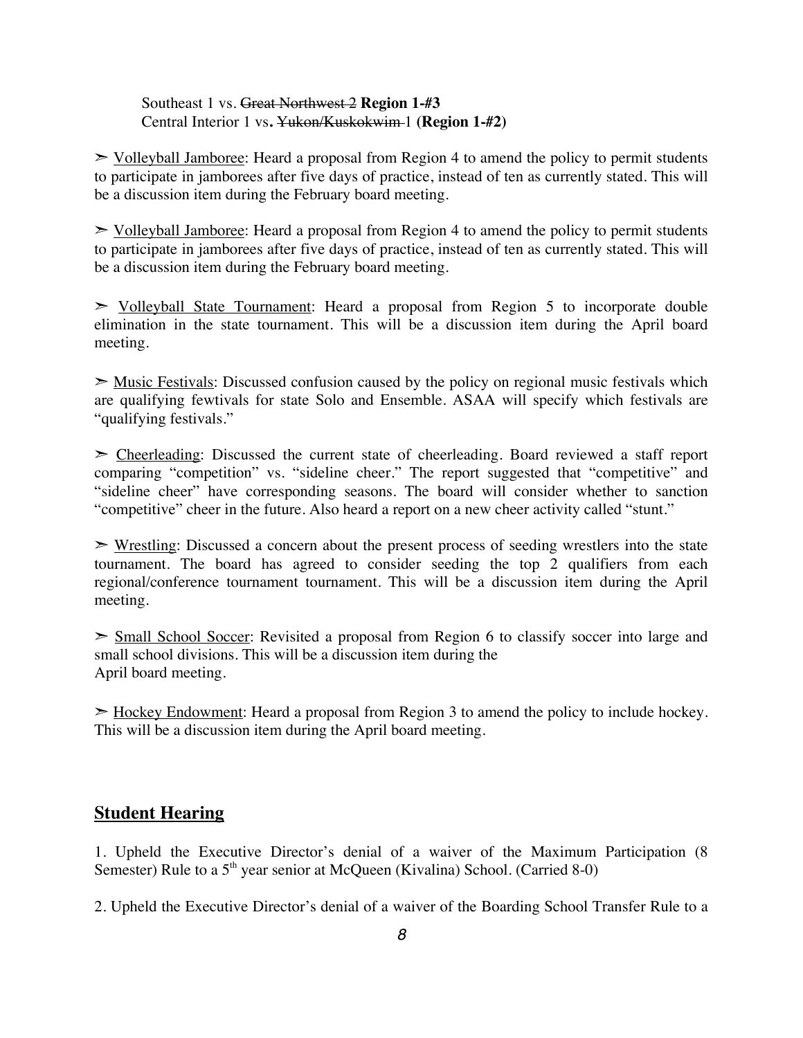Southeast 1 vs. ~~Great Northwest 2~~ **Region 1-#3**
Central Interior 1 vs**.** ~~Yukon/Kuskokwim~~ 1 **(Region 1-#2)**

➢ <u>Volleyball Jamboree</u>: Heard a proposal from Region 4 to amend the policy to permit students to participate in jamborees after five days of practice, instead of ten as currently stated. This will be a discussion item during the February board meeting.

➢ <u>Volleyball Jamboree</u>: Heard a proposal from Region 4 to amend the policy to permit students to participate in jamborees after five days of practice, instead of ten as currently stated. This will be a discussion item during the February board meeting.

➢ <u>Volleyball State Tournament</u>: Heard a proposal from Region 5 to incorporate double elimination in the state tournament. This will be a discussion item during the April board meeting.

➢ <u>Music Festivals</u>: Discussed confusion caused by the policy on regional music festivals which are qualifying fewtivals for state Solo and Ensemble. ASAA will specify which festivals are "qualifying festivals."

➢ <u>Cheerleading</u>: Discussed the current state of cheerleading. Board reviewed a staff report comparing "competition" vs. "sideline cheer." The report suggested that "competitive" and "sideline cheer" have corresponding seasons. The board will consider whether to sanction "competitive" cheer in the future. Also heard a report on a new cheer activity called "stunt."

➢ <u>Wrestling</u>: Discussed a concern about the present process of seeding wrestlers into the state tournament. The board has agreed to consider seeding the top 2 qualifiers from each regional/conference tournament tournament. This will be a discussion item during the April meeting.

➢ <u>Small School Soccer</u>: Revisited a proposal from Region 6 to classify soccer into large and small school divisions. This will be a discussion item during the April board meeting.

➢ <u>Hockey Endowment</u>: Heard a proposal from Region 3 to amend the policy to include hockey. This will be a discussion item during the April board meeting.

## **<u>Student Hearing</u>**

1. Upheld the Executive Director's denial of a waiver of the Maximum Participation (8 Semester) Rule to a 5th year senior at McQueen (Kivalina) School. (Carried 8-0)

2. Upheld the Executive Director's denial of a waiver of the Boarding School Transfer Rule to a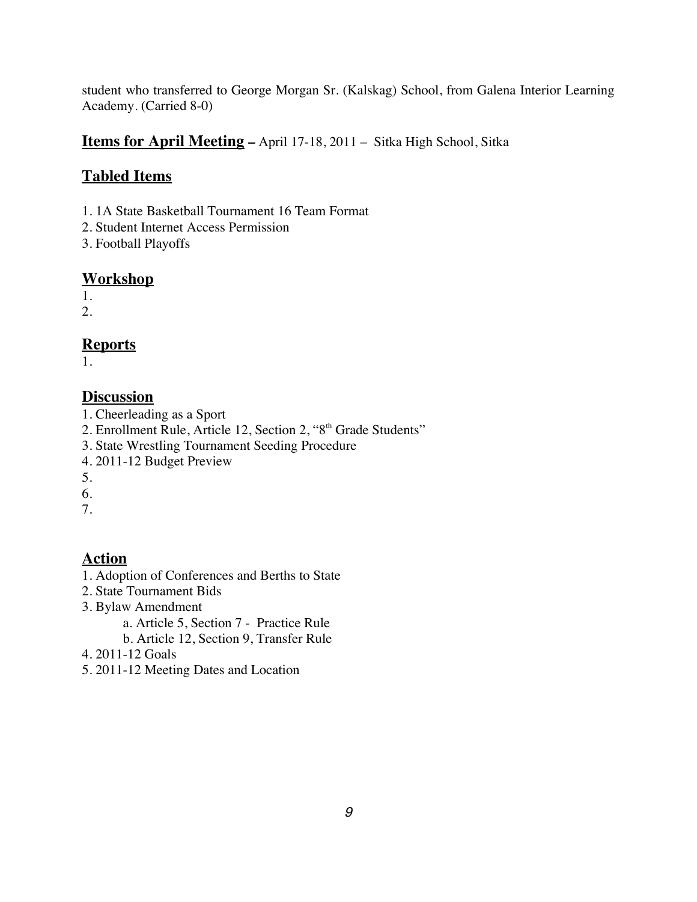student who transferred to George Morgan Sr. (Kalskag) School, from Galena Interior Learning Academy. (Carried 8-0)

## **Items for April Meeting** – April 17-18, 2011 – Sitka High School, Sitka

## Tabled Items

1. 1A State Basketball Tournament 16 Team Format
2. Student Internet Access Permission
3. Football Playoffs

## Workshop

1.
2.

## Reports

1.

## Discussion

1. Cheerleading as a Sport
2. Enrollment Rule, Article 12, Section 2, "8th Grade Students"
3. State Wrestling Tournament Seeding Procedure
4. 2011-12 Budget Preview
5.
6.
7.

## Action

1. Adoption of Conferences and Berths to State
2. State Tournament Bids
3. Bylaw Amendment
   - a. Article 5, Section 7 - Practice Rule
   - b. Article 12, Section 9, Transfer Rule
4. 2011-12 Goals
5. 2011-12 Meeting Dates and Location